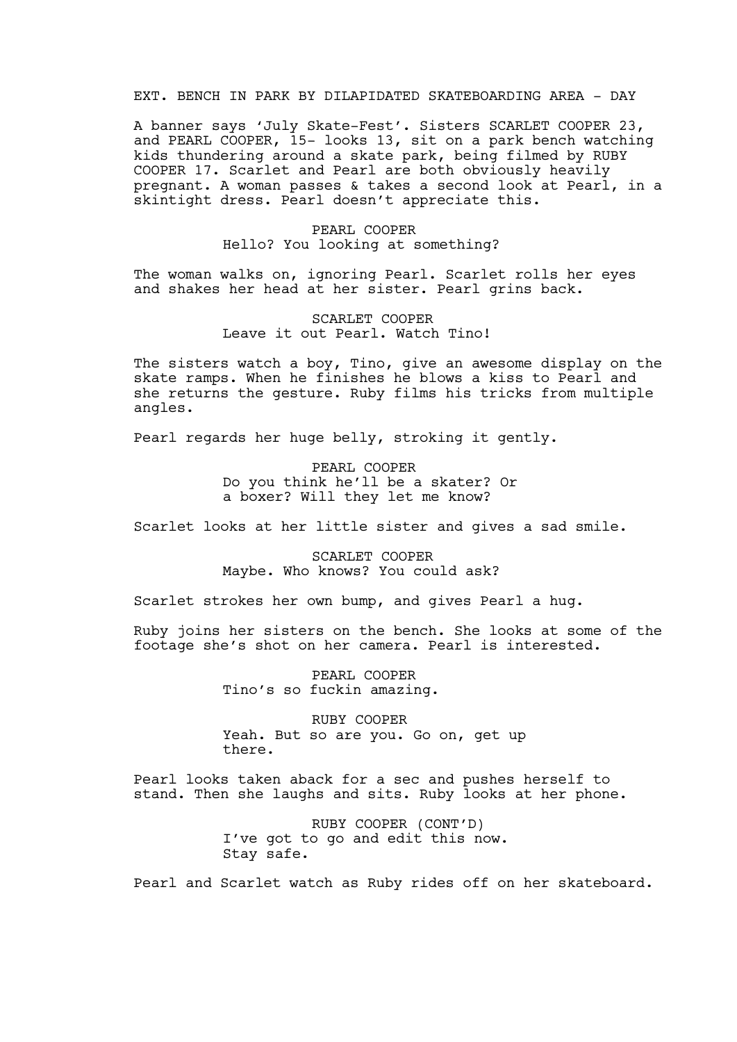EXT. BENCH IN PARK BY DILAPIDATED SKATEBOARDING AREA - DAY

A banner says 'July Skate-Fest'. Sisters SCARLET COOPER 23, and PEARL COOPER, 15- looks 13, sit on a park bench watching kids thundering around a skate park, being filmed by RUBY COOPER 17. Scarlet and Pearl are both obviously heavily pregnant. A woman passes & takes a second look at Pearl, in a skintight dress. Pearl doesn't appreciate this.

PEARL COOPER
Hello? You looking at something?

The woman walks on, ignoring Pearl. Scarlet rolls her eyes and shakes her head at her sister. Pearl grins back.

SCARLET COOPER
Leave it out Pearl. Watch Tino!

The sisters watch a boy, Tino, give an awesome display on the skate ramps. When he finishes he blows a kiss to Pearl and she returns the gesture. Ruby films his tricks from multiple angles.

Pearl regards her huge belly, stroking it gently.

PEARL COOPER
Do you think he'll be a skater? Or a boxer? Will they let me know?

Scarlet looks at her little sister and gives a sad smile.

SCARLET COOPER
Maybe. Who knows? You could ask?

Scarlet strokes her own bump, and gives Pearl a hug.

Ruby joins her sisters on the bench. She looks at some of the footage she's shot on her camera. Pearl is interested.

PEARL COOPER
Tino's so fuckin amazing.

RUBY COOPER
Yeah. But so are you. Go on, get up there.

Pearl looks taken aback for a sec and pushes herself to stand. Then she laughs and sits. Ruby looks at her phone.

RUBY COOPER (CONT'D)
I've got to go and edit this now. Stay safe.

Pearl and Scarlet watch as Ruby rides off on her skateboard.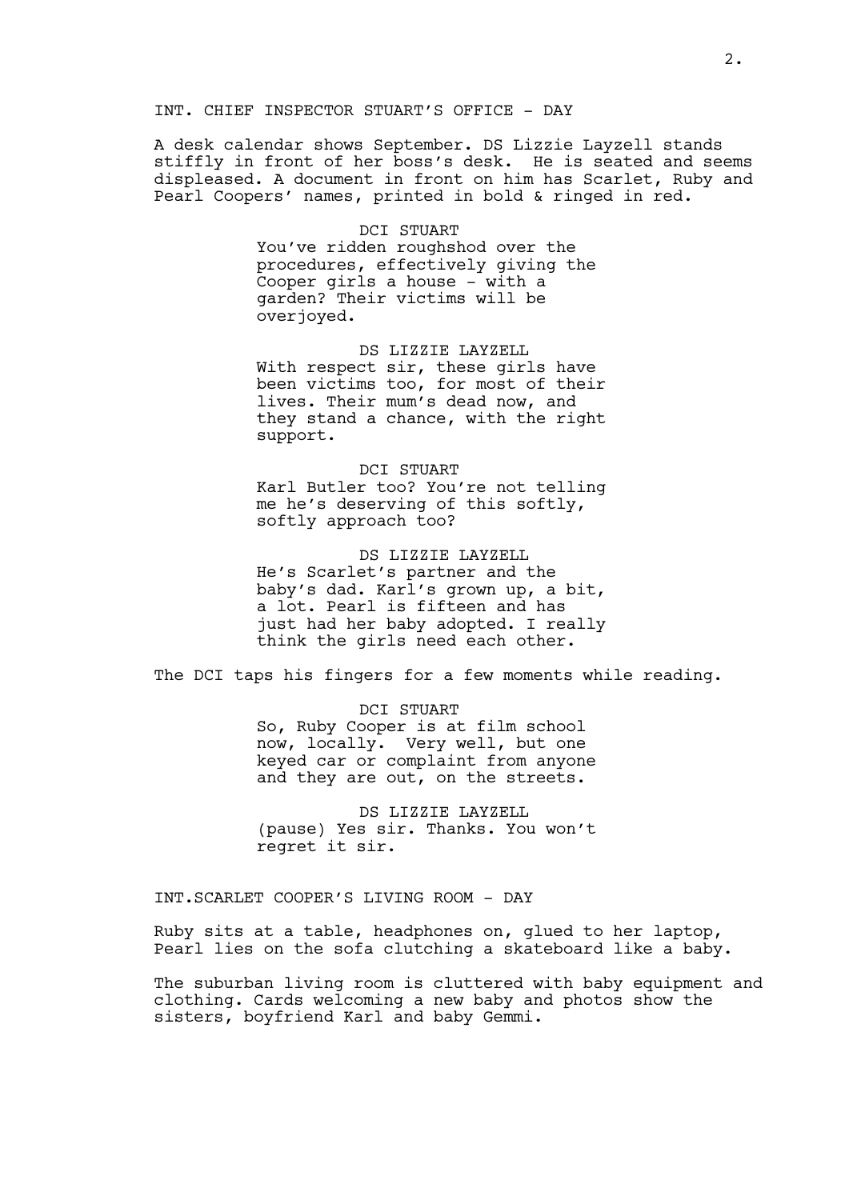INT. CHIEF INSPECTOR STUART'S OFFICE - DAY

A desk calendar shows September. DS Lizzie Layzell stands stiffly in front of her boss's desk. He is seated and seems displeased. A document in front on him has Scarlet, Ruby and Pearl Coopers' names, printed in bold & ringed in red.

DCI STUART
You've ridden roughshod over the procedures, effectively giving the Cooper girls a house - with a garden? Their victims will be overjoyed.

DS LIZZIE LAYZELL
With respect sir, these girls have been victims too, for most of their lives. Their mum's dead now, and they stand a chance, with the right support.

DCI STUART
Karl Butler too? You're not telling me he's deserving of this softly, softly approach too?

DS LIZZIE LAYZELL
He's Scarlet's partner and the baby's dad. Karl's grown up, a bit, a lot. Pearl is fifteen and has just had her baby adopted. I really think the girls need each other.

The DCI taps his fingers for a few moments while reading.

DCI STUART
So, Ruby Cooper is at film school now, locally. Very well, but one keyed car or complaint from anyone and they are out, on the streets.

DS LIZZIE LAYZELL
(pause) Yes sir. Thanks. You won't regret it sir.

INT.SCARLET COOPER'S LIVING ROOM - DAY

Ruby sits at a table, headphones on, glued to her laptop, Pearl lies on the sofa clutching a skateboard like a baby.

The suburban living room is cluttered with baby equipment and clothing. Cards welcoming a new baby and photos show the sisters, boyfriend Karl and baby Gemmi.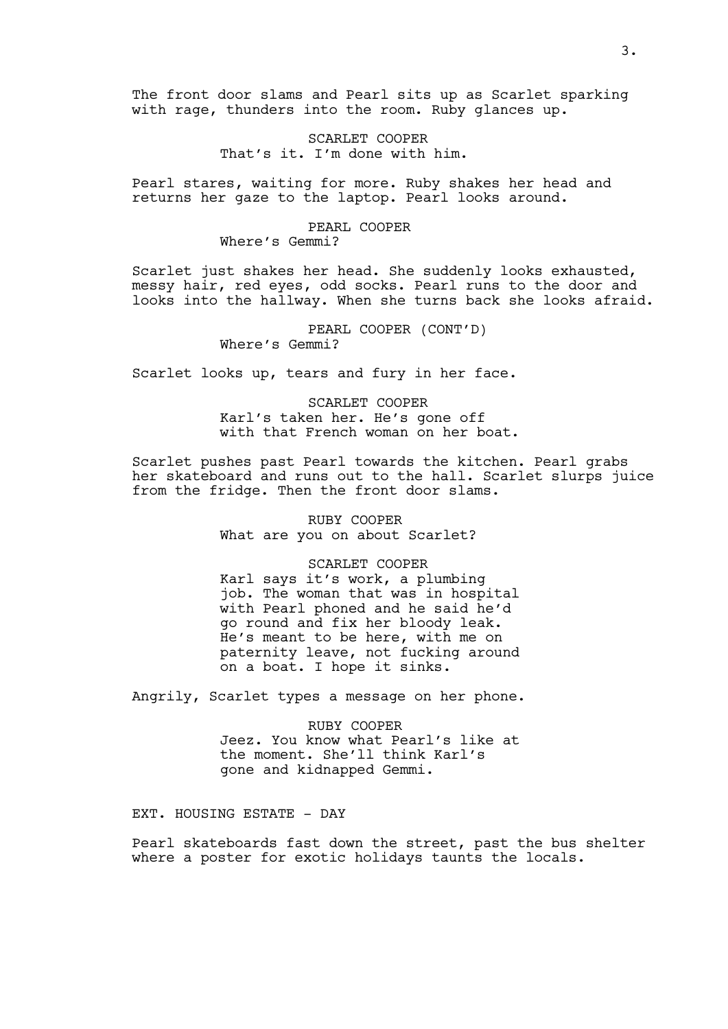The front door slams and Pearl sits up as Scarlet sparking with rage, thunders into the room. Ruby glances up.

SCARLET COOPER
That's it. I'm done with him.

Pearl stares, waiting for more. Ruby shakes her head and returns her gaze to the laptop. Pearl looks around.

PEARL COOPER
Where's Gemmi?

Scarlet just shakes her head. She suddenly looks exhausted, messy hair, red eyes, odd socks. Pearl runs to the door and looks into the hallway. When she turns back she looks afraid.

PEARL COOPER (CONT'D)
Where's Gemmi?

Scarlet looks up, tears and fury in her face.

SCARLET COOPER
Karl's taken her. He's gone off with that French woman on her boat.

Scarlet pushes past Pearl towards the kitchen. Pearl grabs her skateboard and runs out to the hall. Scarlet slurps juice from the fridge. Then the front door slams.

RUBY COOPER
What are you on about Scarlet?

SCARLET COOPER
Karl says it's work, a plumbing job. The woman that was in hospital with Pearl phoned and he said he'd go round and fix her bloody leak. He's meant to be here, with me on paternity leave, not fucking around on a boat. I hope it sinks.

Angrily, Scarlet types a message on her phone.

RUBY COOPER
Jeez. You know what Pearl's like at the moment. She'll think Karl's gone and kidnapped Gemmi.

EXT. HOUSING ESTATE - DAY

Pearl skateboards fast down the street, past the bus shelter where a poster for exotic holidays taunts the locals.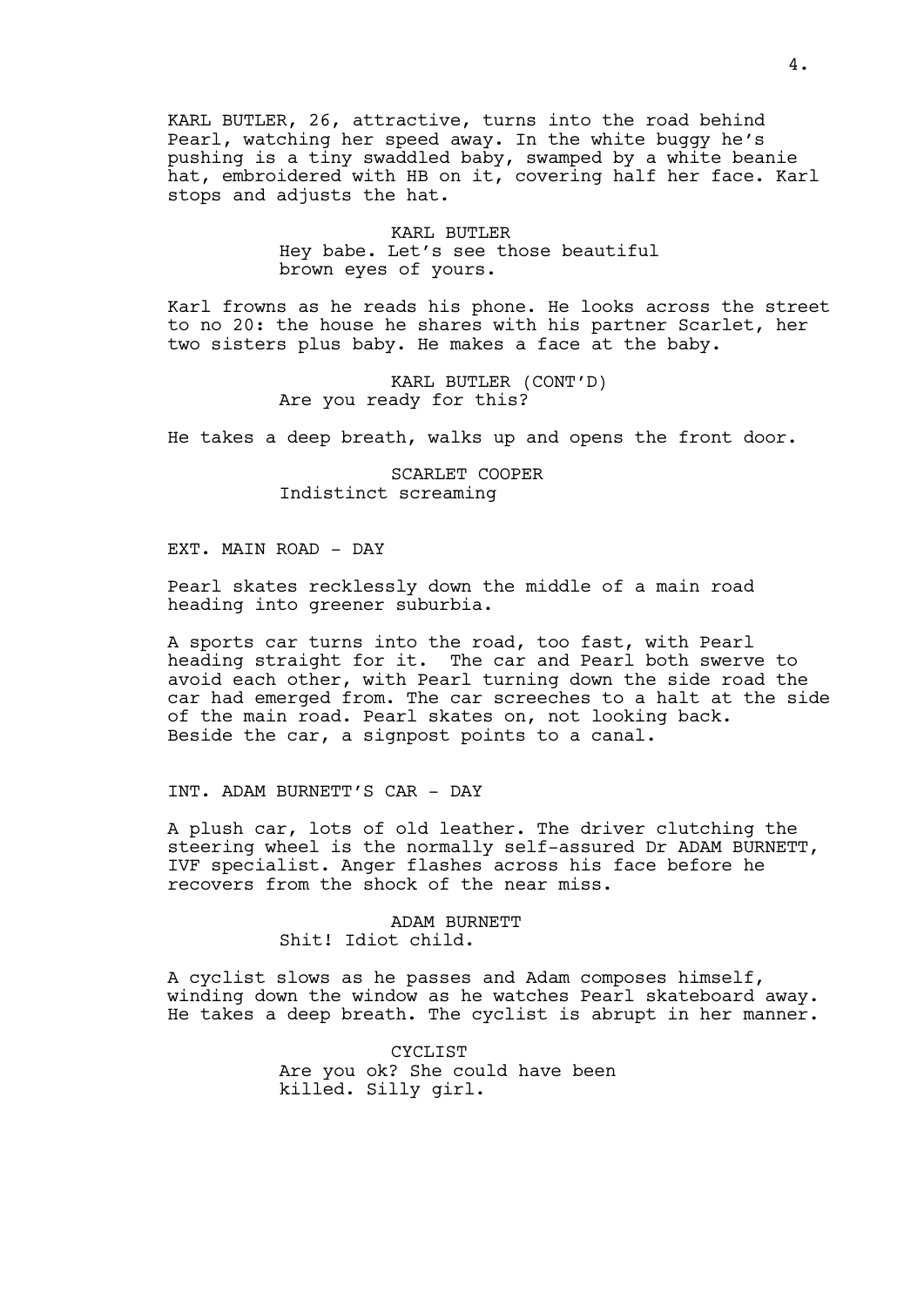KARL BUTLER, 26, attractive, turns into the road behind Pearl, watching her speed away. In the white buggy he's pushing is a tiny swaddled baby, swamped by a white beanie hat, embroidered with HB on it, covering half her face. Karl stops and adjusts the hat.

KARL BUTLER
Hey babe. Let's see those beautiful brown eyes of yours.

Karl frowns as he reads his phone. He looks across the street to no 20: the house he shares with his partner Scarlet, her two sisters plus baby. He makes a face at the baby.

KARL BUTLER (CONT'D)
Are you ready for this?

He takes a deep breath, walks up and opens the front door.

SCARLET COOPER
Indistinct screaming

EXT. MAIN ROAD - DAY

Pearl skates recklessly down the middle of a main road heading into greener suburbia.

A sports car turns into the road, too fast, with Pearl heading straight for it. The car and Pearl both swerve to avoid each other, with Pearl turning down the side road the car had emerged from. The car screeches to a halt at the side of the main road. Pearl skates on, not looking back. Beside the car, a signpost points to a canal.

INT. ADAM BURNETT'S CAR - DAY

A plush car, lots of old leather. The driver clutching the steering wheel is the normally self-assured Dr ADAM BURNETT, IVF specialist. Anger flashes across his face before he recovers from the shock of the near miss.

ADAM BURNETT
Shit! Idiot child.

A cyclist slows as he passes and Adam composes himself, winding down the window as he watches Pearl skateboard away. He takes a deep breath. The cyclist is abrupt in her manner.

CYCLIST
Are you ok? She could have been killed. Silly girl.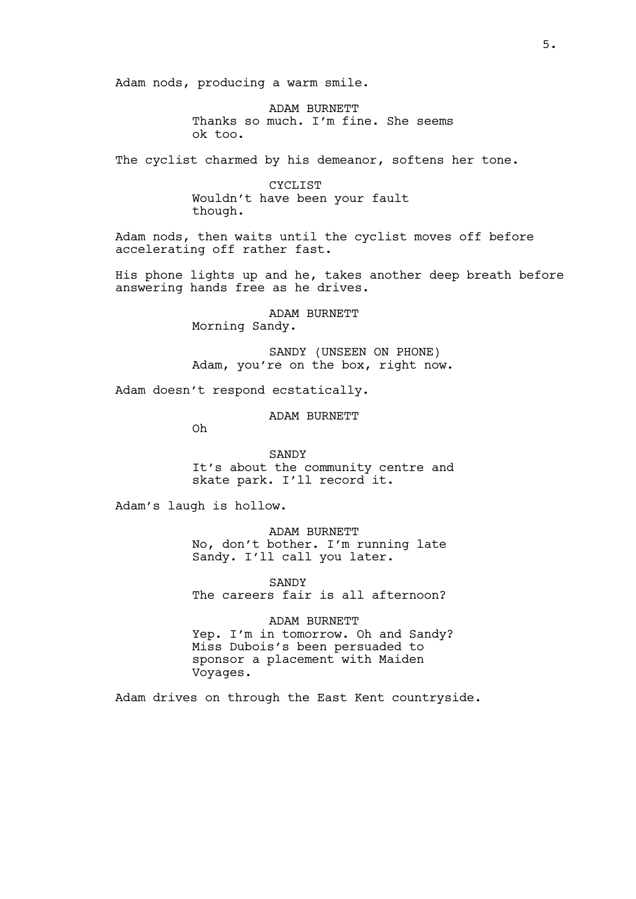Adam nods, producing a warm smile.

ADAM BURNETT
Thanks so much. I'm fine. She seems ok too.

The cyclist charmed by his demeanor, softens her tone.

CYCLIST
Wouldn't have been your fault though.

Adam nods, then waits until the cyclist moves off before accelerating off rather fast.

His phone lights up and he, takes another deep breath before answering hands free as he drives.

ADAM BURNETT
Morning Sandy.

SANDY (UNSEEN ON PHONE)
Adam, you're on the box, right now.

Adam doesn't respond ecstatically.

ADAM BURNETT
Oh

SANDY
It's about the community centre and skate park. I'll record it.

Adam's laugh is hollow.

ADAM BURNETT
No, don't bother. I'm running late Sandy. I'll call you later.

SANDY
The careers fair is all afternoon?

ADAM BURNETT
Yep. I'm in tomorrow. Oh and Sandy? Miss Dubois's been persuaded to sponsor a placement with Maiden Voyages.

Adam drives on through the East Kent countryside.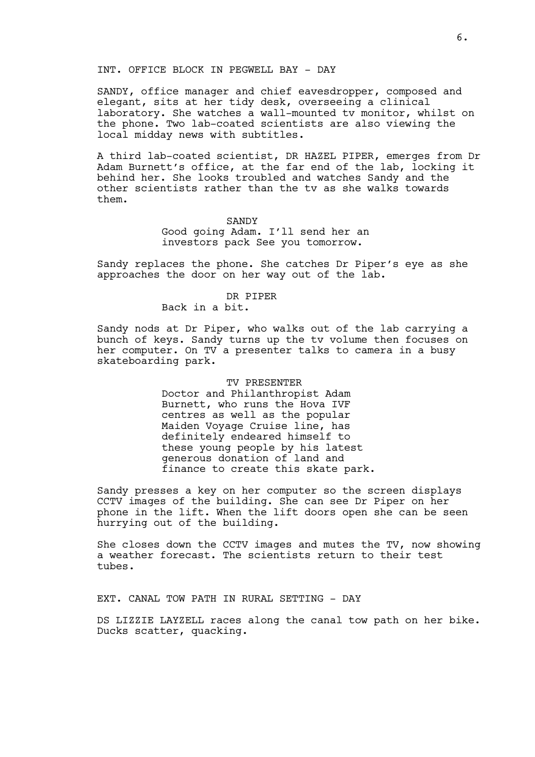INT. OFFICE BLOCK IN PEGWELL BAY - DAY

SANDY, office manager and chief eavesdropper, composed and elegant, sits at her tidy desk, overseeing a clinical laboratory. She watches a wall-mounted tv monitor, whilst on the phone. Two lab-coated scientists are also viewing the local midday news with subtitles.

A third lab-coated scientist, DR HAZEL PIPER, emerges from Dr Adam Burnett's office, at the far end of the lab, locking it behind her. She looks troubled and watches Sandy and the other scientists rather than the tv as she walks towards them.

SANDY
Good going Adam. I'll send her an investors pack See you tomorrow.

Sandy replaces the phone. She catches Dr Piper's eye as she approaches the door on her way out of the lab.

DR PIPER
Back in a bit.

Sandy nods at Dr Piper, who walks out of the lab carrying a bunch of keys. Sandy turns up the tv volume then focuses on her computer. On TV a presenter talks to camera in a busy skateboarding park.

TV PRESENTER
Doctor and Philanthropist Adam Burnett, who runs the Hova IVF centres as well as the popular Maiden Voyage Cruise line, has definitely endeared himself to these young people by his latest generous donation of land and finance to create this skate park.

Sandy presses a key on her computer so the screen displays CCTV images of the building. She can see Dr Piper on her phone in the lift. When the lift doors open she can be seen hurrying out of the building.

She closes down the CCTV images and mutes the TV, now showing a weather forecast. The scientists return to their test tubes.

EXT. CANAL TOW PATH IN RURAL SETTING - DAY

DS LIZZIE LAYZELL races along the canal tow path on her bike. Ducks scatter, quacking.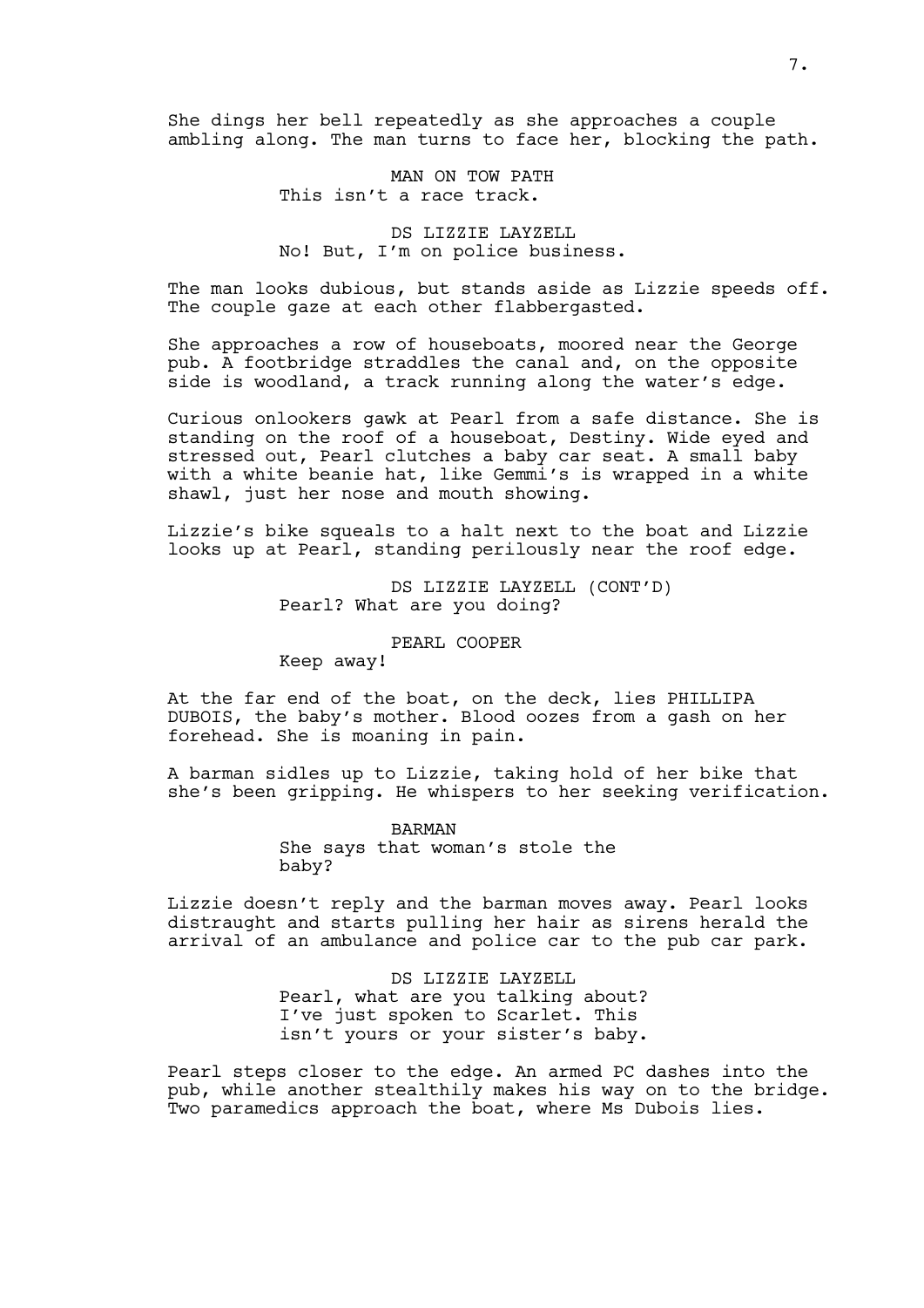She dings her bell repeatedly as she approaches a couple ambling along. The man turns to face her, blocking the path.

MAN ON TOW PATH
This isn't a race track.

DS LIZZIE LAYZELL
No! But, I'm on police business.

The man looks dubious, but stands aside as Lizzie speeds off. The couple gaze at each other flabbergasted.

She approaches a row of houseboats, moored near the George pub. A footbridge straddles the canal and, on the opposite side is woodland, a track running along the water's edge.

Curious onlookers gawk at Pearl from a safe distance. She is standing on the roof of a houseboat, Destiny. Wide eyed and stressed out, Pearl clutches a baby car seat. A small baby with a white beanie hat, like Gemmi's is wrapped in a white shawl, just her nose and mouth showing.

Lizzie's bike squeals to a halt next to the boat and Lizzie looks up at Pearl, standing perilously near the roof edge.

DS LIZZIE LAYZELL (CONT'D)
Pearl? What are you doing?

PEARL COOPER
Keep away!

At the far end of the boat, on the deck, lies PHILLIPA DUBOIS, the baby's mother. Blood oozes from a gash on her forehead. She is moaning in pain.

A barman sidles up to Lizzie, taking hold of her bike that she's been gripping. He whispers to her seeking verification.

BARMAN
She says that woman's stole the baby?

Lizzie doesn't reply and the barman moves away. Pearl looks distraught and starts pulling her hair as sirens herald the arrival of an ambulance and police car to the pub car park.

DS LIZZIE LAYZELL
Pearl, what are you talking about? I've just spoken to Scarlet. This isn't yours or your sister's baby.

Pearl steps closer to the edge. An armed PC dashes into the pub, while another stealthily makes his way on to the bridge. Two paramedics approach the boat, where Ms Dubois lies.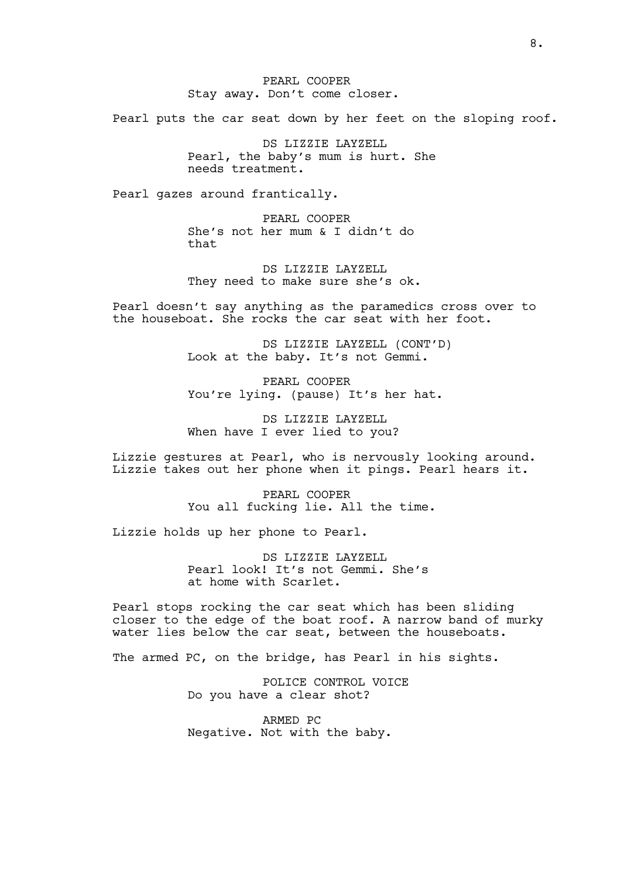PEARL COOPER
Stay away. Don't come closer.

Pearl puts the car seat down by her feet on the sloping roof.

DS LIZZIE LAYZELL
Pearl, the baby's mum is hurt. She needs treatment.

Pearl gazes around frantically.

PEARL COOPER
She's not her mum & I didn't do that

DS LIZZIE LAYZELL
They need to make sure she's ok.

Pearl doesn't say anything as the paramedics cross over to the houseboat. She rocks the car seat with her foot.

DS LIZZIE LAYZELL (CONT'D)
Look at the baby. It's not Gemmi.

PEARL COOPER
You're lying. (pause) It's her hat.

DS LIZZIE LAYZELL
When have I ever lied to you?

Lizzie gestures at Pearl, who is nervously looking around. Lizzie takes out her phone when it pings. Pearl hears it.

PEARL COOPER
You all fucking lie. All the time.

Lizzie holds up her phone to Pearl.

DS LIZZIE LAYZELL
Pearl look! It's not Gemmi. She's at home with Scarlet.

Pearl stops rocking the car seat which has been sliding closer to the edge of the boat roof. A narrow band of murky water lies below the car seat, between the houseboats.

The armed PC, on the bridge, has Pearl in his sights.

POLICE CONTROL VOICE
Do you have a clear shot?

ARMED PC
Negative. Not with the baby.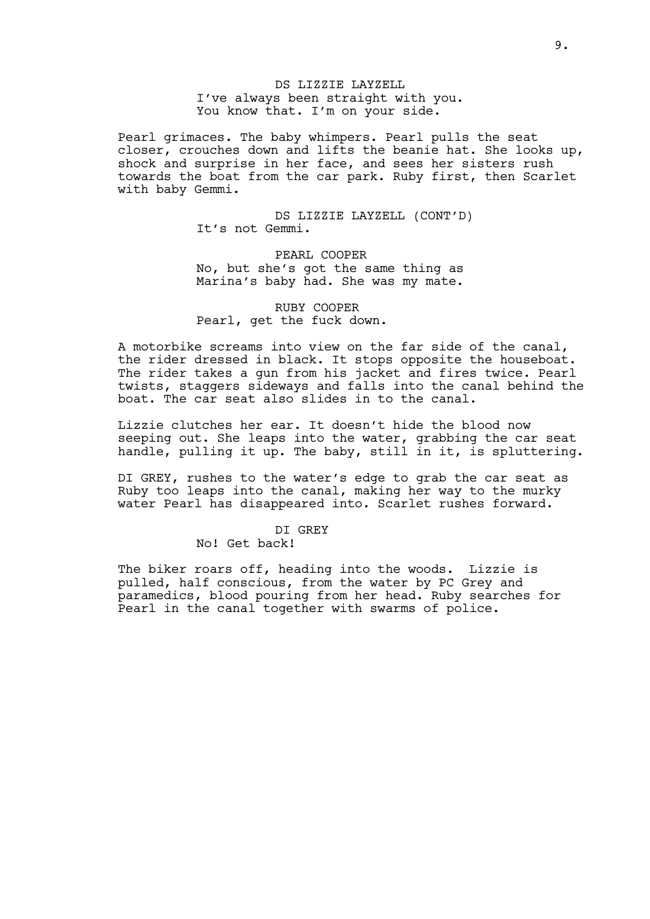DS LIZZIE LAYZELL
I've always been straight with you. You know that. I'm on your side.

Pearl grimaces. The baby whimpers. Pearl pulls the seat closer, crouches down and lifts the beanie hat. She looks up, shock and surprise in her face, and sees her sisters rush towards the boat from the car park. Ruby first, then Scarlet with baby Gemmi.

DS LIZZIE LAYZELL (CONT'D)
It's not Gemmi.

PEARL COOPER
No, but she's got the same thing as Marina's baby had. She was my mate.

RUBY COOPER
Pearl, get the fuck down.

A motorbike screams into view on the far side of the canal, the rider dressed in black. It stops opposite the houseboat. The rider takes a gun from his jacket and fires twice. Pearl twists, staggers sideways and falls into the canal behind the boat. The car seat also slides in to the canal.

Lizzie clutches her ear. It doesn't hide the blood now seeping out. She leaps into the water, grabbing the car seat handle, pulling it up. The baby, still in it, is spluttering.

DI GREY, rushes to the water's edge to grab the car seat as Ruby too leaps into the canal, making her way to the murky water Pearl has disappeared into. Scarlet rushes forward.

DI GREY
No! Get back!

The biker roars off, heading into the woods. Lizzie is pulled, half conscious, from the water by PC Grey and paramedics, blood pouring from her head. Ruby searches for Pearl in the canal together with swarms of police.